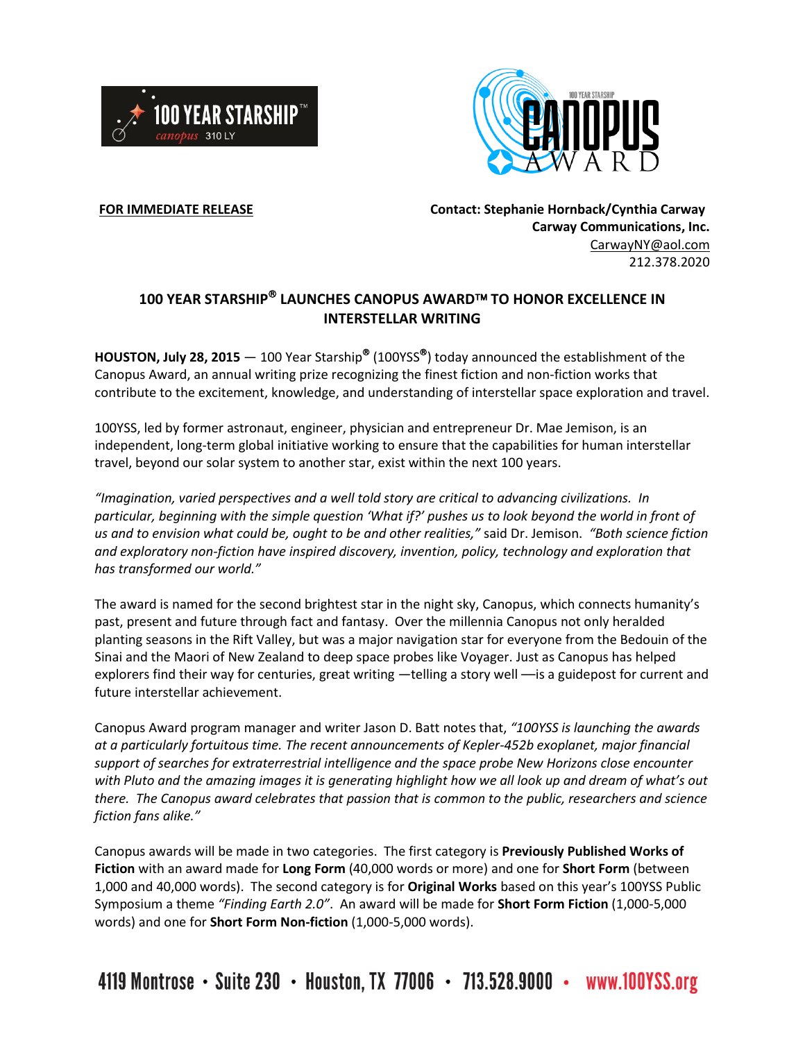**FOR IMMEDIATE RELEASE**

**Contact: Stephanie Hornback/Cynthia Carway**
**Carway Communications, Inc.**
CarwayNY@aol.com
212.378.2020

## 100 YEAR STARSHIP® LAUNCHES CANOPUS AWARD™ TO HONOR EXCELLENCE IN INTERSTELLAR WRITING

**HOUSTON, July 28, 2015** — 100 Year Starship® (100YSS®) today announced the establishment of the Canopus Award, an annual writing prize recognizing the finest fiction and non-fiction works that contribute to the excitement, knowledge, and understanding of interstellar space exploration and travel.

100YSS, led by former astronaut, engineer, physician and entrepreneur Dr. Mae Jemison, is an independent, long-term global initiative working to ensure that the capabilities for human interstellar travel, beyond our solar system to another star, exist within the next 100 years.

*"Imagination, varied perspectives and a well told story are critical to advancing civilizations. In particular, beginning with the simple question 'What if?' pushes us to look beyond the world in front of us and to envision what could be, ought to be and other realities,"* said Dr. Jemison. *"Both science fiction and exploratory non-fiction have inspired discovery, invention, policy, technology and exploration that has transformed our world."*

The award is named for the second brightest star in the night sky, Canopus, which connects humanity's past, present and future through fact and fantasy. Over the millennia Canopus not only heralded planting seasons in the Rift Valley, but was a major navigation star for everyone from the Bedouin of the Sinai and the Maori of New Zealand to deep space probes like Voyager. Just as Canopus has helped explorers find their way for centuries, great writing —telling a story well —is a guidepost for current and future interstellar achievement.

Canopus Award program manager and writer Jason D. Batt notes that, *"100YSS is launching the awards at a particularly fortuitous time. The recent announcements of Kepler-452b exoplanet, major financial support of searches for extraterrestrial intelligence and the space probe New Horizons close encounter with Pluto and the amazing images it is generating highlight how we all look up and dream of what's out there. The Canopus award celebrates that passion that is common to the public, researchers and science fiction fans alike."*

Canopus awards will be made in two categories. The first category is **Previously Published Works of Fiction** with an award made for **Long Form** (40,000 words or more) and one for **Short Form** (between 1,000 and 40,000 words). The second category is for **Original Works** based on this year's 100YSS Public Symposium a theme *"Finding Earth 2.0"*. An award will be made for **Short Form Fiction** (1,000-5,000 words) and one for **Short Form Non-fiction** (1,000-5,000 words).

4119 Montrose • Suite 230 • Houston, TX 77006 • 713.528.9000 • www.100YSS.org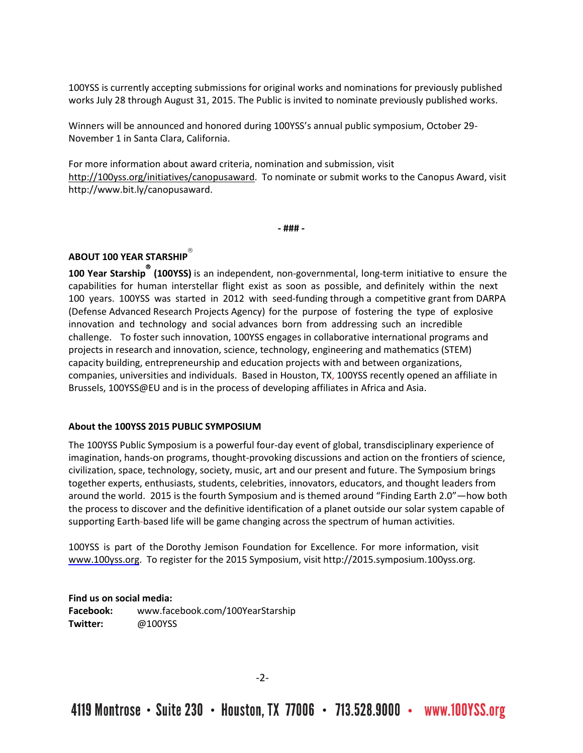100YSS is currently accepting submissions for original works and nominations for previously published works July 28 through August 31, 2015. The Public is invited to nominate previously published works.

Winners will be announced and honored during 100YSS's annual public symposium, October 29-November 1 in Santa Clara, California.

For more information about award criteria, nomination and submission, visit http://100yss.org/initiatives/canopusaward. To nominate or submit works to the Canopus Award, visit http://www.bit.ly/canopusaward.

- ### -

## ABOUT 100 YEAR STARSHIP®

**100 Year Starship® (100YSS)** is an independent, non-governmental, long-term initiative to ensure the capabilities for human interstellar flight exist as soon as possible, and definitely within the next 100 years. 100YSS was started in 2012 with seed-funding through a competitive grant from DARPA (Defense Advanced Research Projects Agency) for the purpose of fostering the type of explosive innovation and technology and social advances born from addressing such an incredible challenge. To foster such innovation, 100YSS engages in collaborative international programs and projects in research and innovation, science, technology, engineering and mathematics (STEM) capacity building, entrepreneurship and education projects with and between organizations, companies, universities and individuals. Based in Houston, TX, 100YSS recently opened an affiliate in Brussels, 100YSS@EU and is in the process of developing affiliates in Africa and Asia.

## About the 100YSS 2015 PUBLIC SYMPOSIUM

The 100YSS Public Symposium is a powerful four-day event of global, transdisciplinary experience of imagination, hands-on programs, thought-provoking discussions and action on the frontiers of science, civilization, space, technology, society, music, art and our present and future. The Symposium brings together experts, enthusiasts, students, celebrities, innovators, educators, and thought leaders from around the world. 2015 is the fourth Symposium and is themed around "Finding Earth 2.0"—how both the process to discover and the definitive identification of a planet outside our solar system capable of supporting Earth-based life will be game changing across the spectrum of human activities.

100YSS is part of the Dorothy Jemison Foundation for Excellence. For more information, visit www.100yss.org. To register for the 2015 Symposium, visit http://2015.symposium.100yss.org.

**Find us on social media:**
**Facebook:** www.facebook.com/100YearStarship
**Twitter:** @100YSS

4119 Montrose • Suite 230 • Houston, TX 77006 • 713.528.9000 • www.100YSS.org